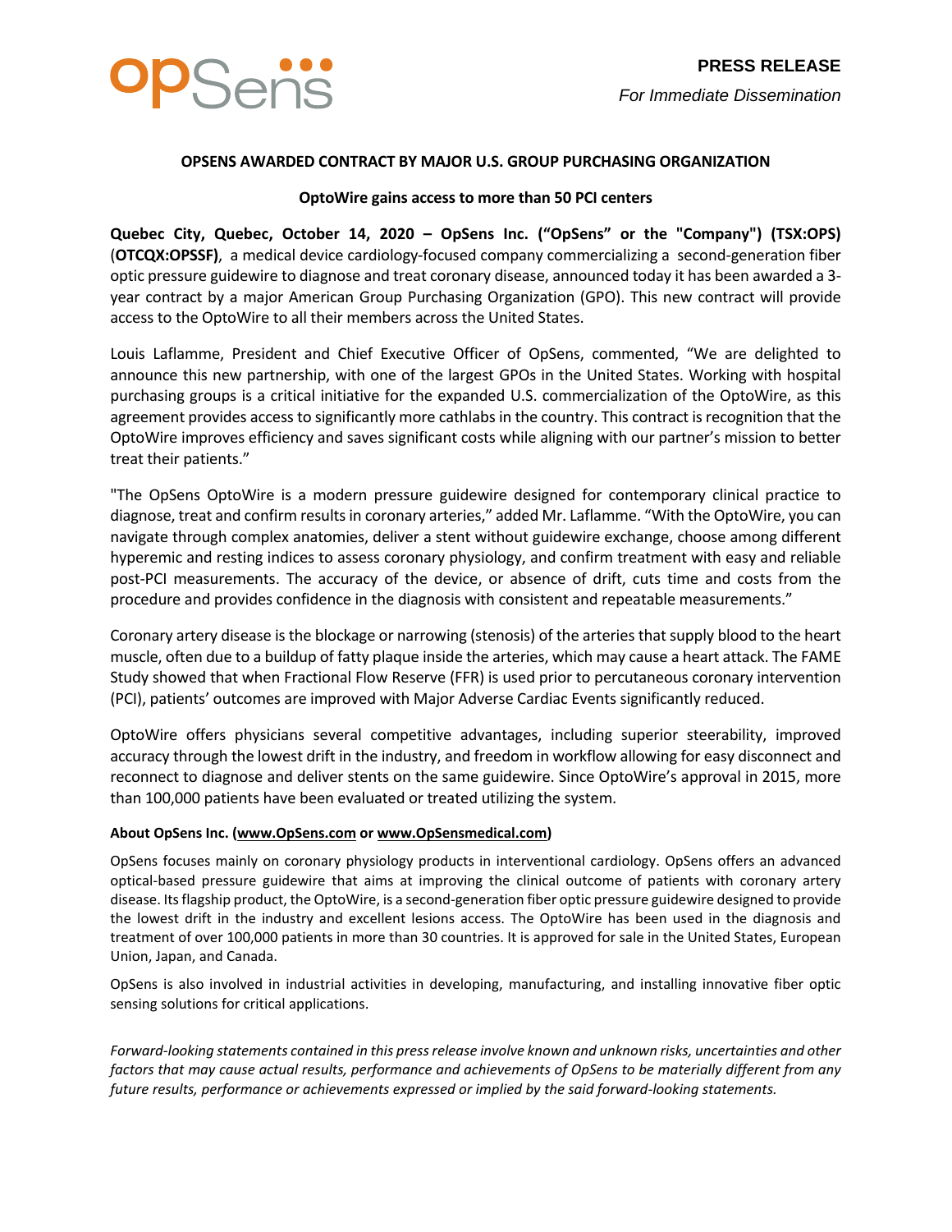**PRESS RELEASE**

*For Immediate Dissemination*

# OPSENS AWARDED CONTRACT BY MAJOR U.S. GROUP PURCHASING ORGANIZATION

## OptoWire gains access to more than 50 PCI centers

**Quebec City, Quebec, October 14, 2020 – OpSens Inc. ("OpSens" or the "Company") (TSX:OPS)** (**OTCQX:OPSSF**), a medical device cardiology-focused company commercializing a second-generation fiber optic pressure guidewire to diagnose and treat coronary disease, announced today it has been awarded a 3-year contract by a major American Group Purchasing Organization (GPO). This new contract will provide access to the OptoWire to all their members across the United States.

Louis Laflamme, President and Chief Executive Officer of OpSens, commented, "We are delighted to announce this new partnership, with one of the largest GPOs in the United States. Working with hospital purchasing groups is a critical initiative for the expanded U.S. commercialization of the OptoWire, as this agreement provides access to significantly more cathlabs in the country. This contract is recognition that the OptoWire improves efficiency and saves significant costs while aligning with our partner's mission to better treat their patients."

"The OpSens OptoWire is a modern pressure guidewire designed for contemporary clinical practice to diagnose, treat and confirm results in coronary arteries," added Mr. Laflamme. "With the OptoWire, you can navigate through complex anatomies, deliver a stent without guidewire exchange, choose among different hyperemic and resting indices to assess coronary physiology, and confirm treatment with easy and reliable post-PCI measurements. The accuracy of the device, or absence of drift, cuts time and costs from the procedure and provides confidence in the diagnosis with consistent and repeatable measurements."

Coronary artery disease is the blockage or narrowing (stenosis) of the arteries that supply blood to the heart muscle, often due to a buildup of fatty plaque inside the arteries, which may cause a heart attack. The FAME Study showed that when Fractional Flow Reserve (FFR) is used prior to percutaneous coronary intervention (PCI), patients' outcomes are improved with Major Adverse Cardiac Events significantly reduced.

OptoWire offers physicians several competitive advantages, including superior steerability, improved accuracy through the lowest drift in the industry, and freedom in workflow allowing for easy disconnect and reconnect to diagnose and deliver stents on the same guidewire. Since OptoWire's approval in 2015, more than 100,000 patients have been evaluated or treated utilizing the system.

### About OpSens Inc. (www.OpSens.com or www.OpSensmedical.com)

OpSens focuses mainly on coronary physiology products in interventional cardiology. OpSens offers an advanced optical-based pressure guidewire that aims at improving the clinical outcome of patients with coronary artery disease. Its flagship product, the OptoWire, is a second-generation fiber optic pressure guidewire designed to provide the lowest drift in the industry and excellent lesions access. The OptoWire has been used in the diagnosis and treatment of over 100,000 patients in more than 30 countries. It is approved for sale in the United States, European Union, Japan, and Canada.

OpSens is also involved in industrial activities in developing, manufacturing, and installing innovative fiber optic sensing solutions for critical applications.

*Forward-looking statements contained in this press release involve known and unknown risks, uncertainties and other factors that may cause actual results, performance and achievements of OpSens to be materially different from any future results, performance or achievements expressed or implied by the said forward-looking statements.*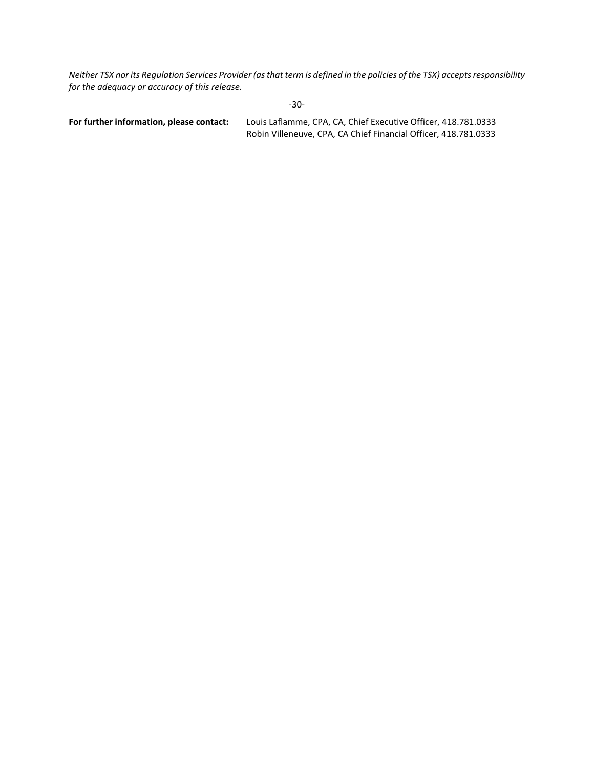*Neither TSX nor its Regulation Services Provider (as that term is defined in the policies of the TSX) accepts responsibility for the adequacy or accuracy of this release.*

-30-

**For further information, please contact:** Louis Laflamme, CPA, CA, Chief Executive Officer, 418.781.0333
Robin Villeneuve, CPA, CA Chief Financial Officer, 418.781.0333